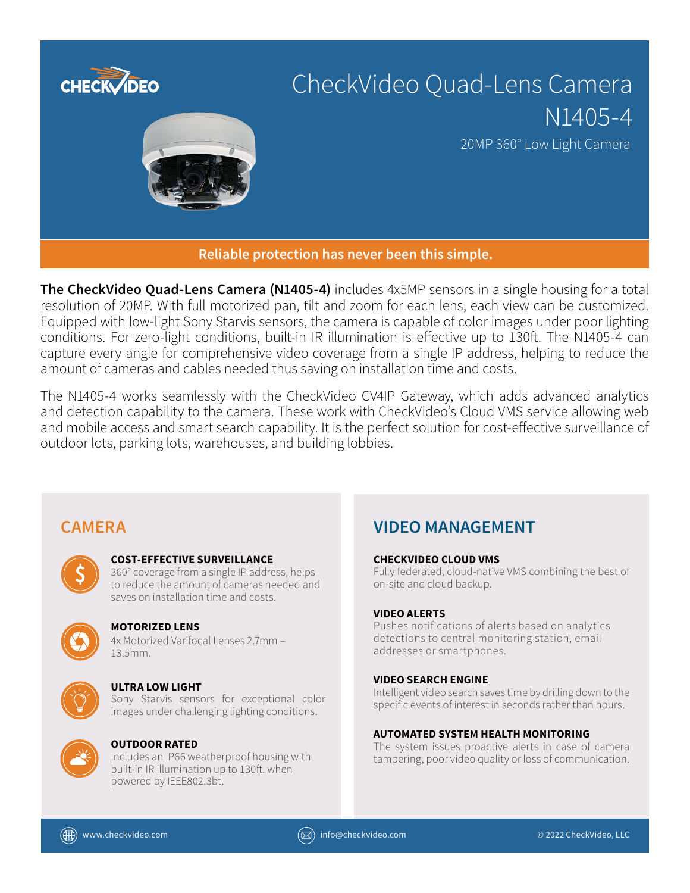# CheckVideo Quad-Lens Camera N1405-4

20MP 360° Low Light Camera

**Reliable protection has never been this simple.**

**The CheckVideo Quad-Lens Camera (N1405-4)** includes 4x5MP sensors in a single housing for a total resolution of 20MP. With full motorized pan, tilt and zoom for each lens, each view can be customized. Equipped with low-light Sony Starvis sensors, the camera is capable of color images under poor lighting conditions. For zero-light conditions, built-in IR illumination is effective up to 130ft. The N1405-4 can capture every angle for comprehensive video coverage from a single IP address, helping to reduce the amount of cameras and cables needed thus saving on installation time and costs.

The N1405-4 works seamlessly with the CheckVideo CV4IP Gateway, which adds advanced analytics and detection capability to the camera. These work with CheckVideo's Cloud VMS service allowing web and mobile access and smart search capability. It is the perfect solution for cost-effective surveillance of outdoor lots, parking lots, warehouses, and building lobbies.

## CAMERA

**COST-EFFECTIVE SURVEILLANCE**
360° coverage from a single IP address, helps to reduce the amount of cameras needed and saves on installation time and costs.

**MOTORIZED LENS**
4x Motorized Varifocal Lenses 2.7mm – 13.5mm.

**ULTRA LOW LIGHT**
Sony Starvis sensors for exceptional color images under challenging lighting conditions.

**OUTDOOR RATED**
Includes an IP66 weatherproof housing with built-in IR illumination up to 130ft. when powered by IEEE802.3bt.

## VIDEO MANAGEMENT

**CHECKVIDEO CLOUD VMS**
Fully federated, cloud-native VMS combining the best of on-site and cloud backup.

**VIDEO ALERTS**
Pushes notifications of alerts based on analytics detections to central monitoring station, email addresses or smartphones.

**VIDEO SEARCH ENGINE**
Intelligent video search saves time by drilling down to the specific events of interest in seconds rather than hours.

**AUTOMATED SYSTEM HEALTH MONITORING**
The system issues proactive alerts in case of camera tampering, poor video quality or loss of communication.

www.checkvideo.com | info@checkvideo.com | © 2022 CheckVideo, LLC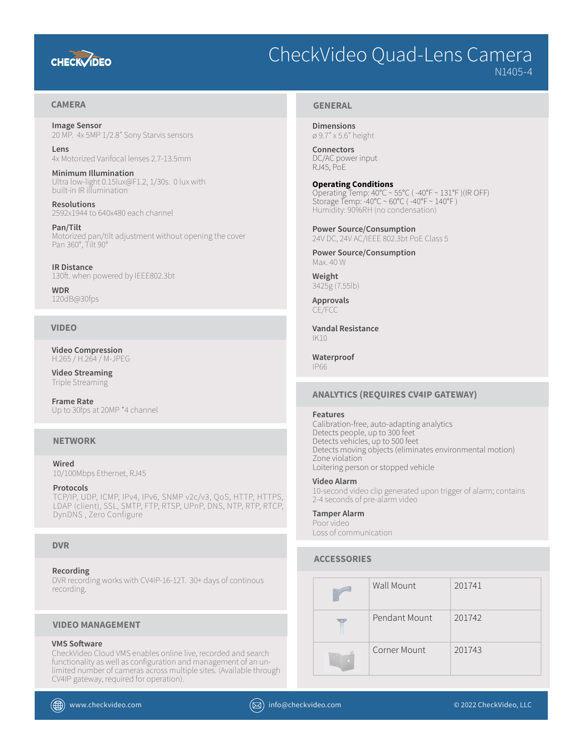# CheckVideo Quad-Lens Camera

N1405-4

## CAMERA

**Image Sensor**
20 MP. 4x 5MP 1/2.8" Sony Starvis sensors

**Lens**
4x Motorized Varifocal lenses 2.7-13.5mm

**Minimum Illumination**
Ultra low-light 0.15lux@F1.2, 1/30s. 0 lux with built-in IR illumination

**Resolutions**
2592x1944 to 640x480 each channel

**Pan/Tilt**
Motorized pan/tilt adjustment without opening the cover
Pan 360°, Tilt 90°

**IR Distance**
130ft. when powered by IEEE802.3bt

**WDR**
120dB@30fps

## VIDEO

**Video Compression**
H.265 / H.264 / M-JPEG

**Video Streaming**
Triple Streaming

**Frame Rate**
Up to 30fps at 20MP *4 channel

## NETWORK

**Wired**
10/100Mbps Ethernet, RJ45

**Protocols**
TCP/IP, UDP, ICMP, IPv4, IPv6, SNMP v2c/v3, QoS, HTTP, HTTPS, LDAP (client), SSL, SMTP, FTP, RTSP, UPnP, DNS, NTP, RTP, RTCP, DynDNS , Zero Configure

## DVR

**Recording**
DVR recording works with CV4IP-16-12T. 30+ days of continous recording.

## VIDEO MANAGEMENT

**VMS Software**
CheckVideo Cloud VMS enables online live, recorded and search functionality as well as configuration and management of an unlimited number of cameras across multiple sites. (Available through CV4IP gateway, required for operation).

## GENERAL

**Dimensions**
ø 9.7" x 5.6" height

**Connectors**
DC/AC power input
RJ45, PoE

**Operating Conditions**
Operating Temp: 40°C ~ 55°C ( -40°F ~ 131°F )(IR OFF)
Storage Temp: -40°C ~ 60°C ( -40°F ~ 140°F )
Humidity: 90%RH (no condensation)

**Power Source/Consumption**
24V DC, 24V AC/IEEE 802.3bt PoE Class 5

**Power Source/Consumption**
Max. 40 W

**Weight**
3425g (7.55lb)

**Approvals**
CE/FCC

**Vandal Resistance**
IK10

**Waterproof**
IP66

## ANALYTICS (REQUIRES CV4IP GATEWAY)

**Features**
Calibration-free, auto-adapting analytics
Detects people, up to 300 feet
Detects vehicles, up to 500 feet
Detects moving objects (eliminates environmental motion)
Zone violation
Loitering person or stopped vehicle

**Video Alarm**
10-second video clip generated upon trigger of alarm; contains 2-4 seconds of pre-alarm video

**Tamper Alarm**
Poor video
Loss of communication

## ACCESSORIES

| | | |
|---|---|---|
| | Wall Mount | 201741 |
| | Pendant Mount | 201742 |
| | Corner Mount | 201743 |

www.checkvideo.com | info@checkvideo.com | © 2022 CheckVideo, LLC